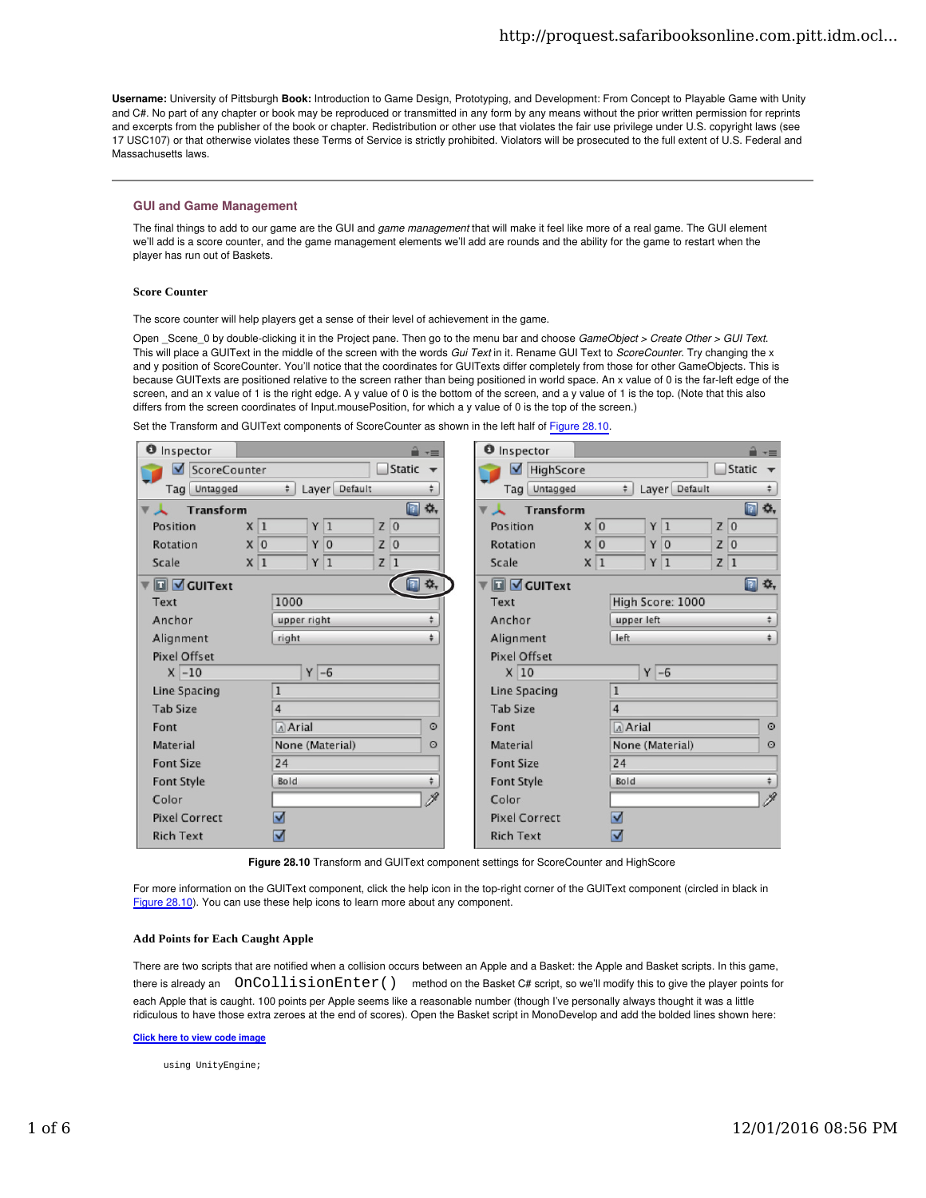**Username:** University of Pittsburgh **Book:** Introduction to Game Design, Prototyping, and Development: From Concept to Playable Game with Unity and C#. No part of any chapter or book may be reproduced or transmitted in any form by any means without the prior written permission for reprints and excerpts from the publisher of the book or chapter. Redistribution or other use that violates the fair use privilege under U.S. copyright laws (see 17 USC107) or that otherwise violates these Terms of Service is strictly prohibited. Violators will be prosecuted to the full extent of U.S. Federal and Massachusetts laws.

---

## GUI and Game Management

The final things to add to our game are the GUI and *game management* that will make it feel like more of a real game. The GUI element we'll add is a score counter, and the game management elements we'll add are rounds and the ability for the game to restart when the player has run out of Baskets.

### Score Counter

The score counter will help players get a sense of their level of achievement in the game.

Open _Scene_0 by double-clicking it in the Project pane. Then go to the menu bar and choose *GameObject > Create Other > GUI Text*. This will place a GUIText in the middle of the screen with the words *Gui Text* in it. Rename GUI Text to *ScoreCounter*. Try changing the x and y position of ScoreCounter. You'll notice that the coordinates for GUITexts differ completely from those for other GameObjects. This is because GUITexts are positioned relative to the screen rather than being positioned in world space. An x value of 0 is the far-left edge of the screen, and an x value of 1 is the right edge. A y value of 0 is the bottom of the screen, and a y value of 1 is the top. (Note that this also differs from the screen coordinates of Input.mousePosition, for which a y value of 0 is the top of the screen.)

Set the Transform and GUIText components of ScoreCounter as shown in the left half of Figure 28.10.

| Property | ScoreCounter | HighScore |
|---|---|---|
| **Transform** | | |
| Position | X 1, Y 1, Z 0 | X 0, Y 1, Z 0 |
| Rotation | X 0, Y 0, Z 0 | X 0, Y 0, Z 0 |
| Scale | X 1, Y 1, Z 1 | X 1, Y 1, Z 1 |
| **GUIText** | | |
| Text | 1000 | High Score: 1000 |
| Anchor | upper right | upper left |
| Alignment | right | left |
| Pixel Offset | X -10, Y -6 | X 10, Y -6 |
| Line Spacing | 1 | 1 |
| Tab Size | 4 | 4 |
| Font | Arial | Arial |
| Material | None (Material) | None (Material) |
| Font Size | 24 | 24 |
| Font Style | Bold | Bold |
| Color | (white) | (white) |
| Pixel Correct | ✓ | ✓ |
| Rich Text | ✓ | ✓ |

**Figure 28.10** Transform and GUIText component settings for ScoreCounter and HighScore

For more information on the GUIText component, click the help icon in the top-right corner of the GUIText component (circled in black in Figure 28.10). You can use these help icons to learn more about any component.

### Add Points for Each Caught Apple

There are two scripts that are notified when a collision occurs between an Apple and a Basket: the Apple and Basket scripts. In this game, there is already an `OnCollisionEnter()` method on the Basket C# script, so we'll modify this to give the player points for each Apple that is caught. 100 points per Apple seems like a reasonable number (though I've personally always thought it was a little ridiculous to have those extra zeroes at the end of scores). Open the Basket script in MonoDevelop and add the bolded lines shown here:

Click here to view code image

```
using UnityEngine;
```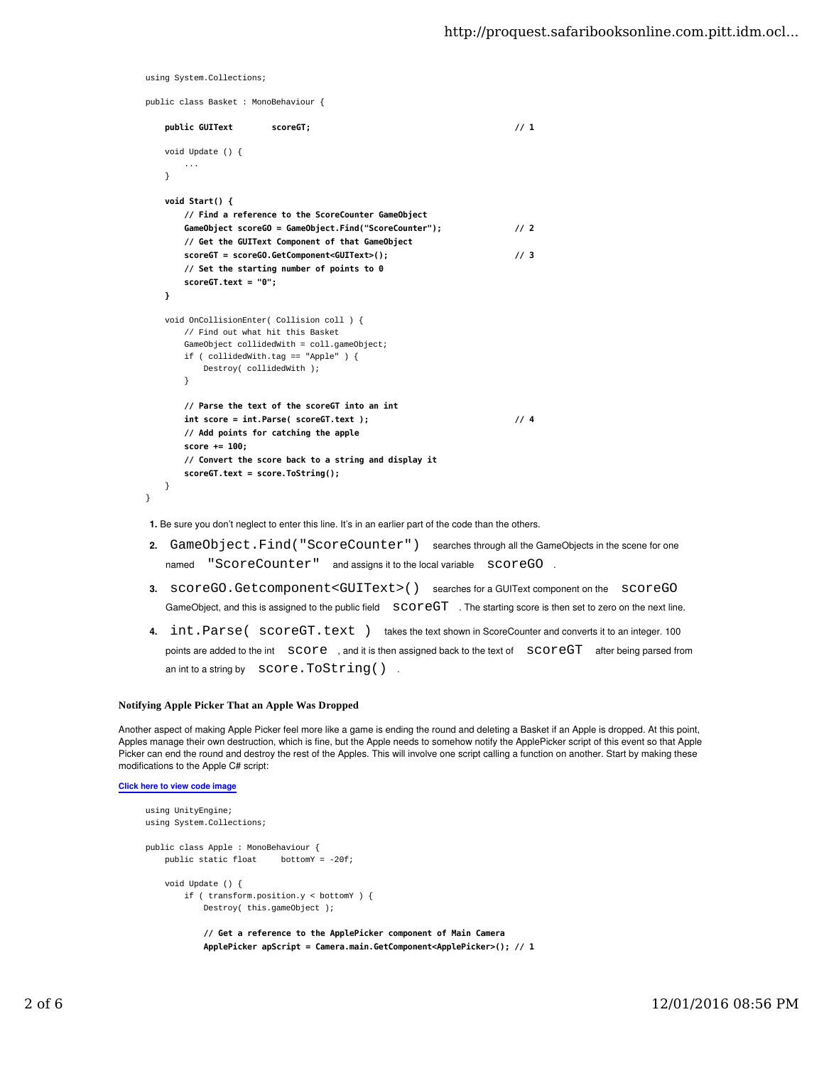```
using System.Collections;

public class Basket : MonoBehaviour {

    public GUIText        scoreGT;                                     // 1

    void Update () {
        ...
    }

    void Start() {
        // Find a reference to the ScoreCounter GameObject
        GameObject scoreGO = GameObject.Find("ScoreCounter");          // 2
        // Get the GUIText Component of that GameObject
        scoreGT = scoreGO.GetComponent<GUIText>();                     // 3
        // Set the starting number of points to 0
        scoreGT.text = "0";
    }

    void OnCollisionEnter( Collision coll ) {
        // Find out what hit this Basket
        GameObject collidedWith = coll.gameObject;
        if ( collidedWith.tag == "Apple" ) {
            Destroy( collidedWith );
        }

        // Parse the text of the scoreGT into an int
        int score = int.Parse( scoreGT.text );                         // 4
        // Add points for catching the apple
        score += 100;
        // Convert the score back to a string and display it
        scoreGT.text = score.ToString();
    }
}
```

1. Be sure you don't neglect to enter this line. It's in an earlier part of the code than the others.
2. `GameObject.Find("ScoreCounter")` searches through all the GameObjects in the scene for one named `"ScoreCounter"` and assigns it to the local variable `scoreGO` .
3. `scoreGO.Getcomponent<GUIText>()` searches for a GUIText component on the `scoreGO` GameObject, and this is assigned to the public field `scoreGT` . The starting score is then set to zero on the next line.
4. `int.Parse( scoreGT.text )` takes the text shown in ScoreCounter and converts it to an integer. 100 points are added to the int `score` , and it is then assigned back to the text of `scoreGT` after being parsed from an int to a string by `score.ToString()` .

### Notifying Apple Picker That an Apple Was Dropped

Another aspect of making Apple Picker feel more like a game is ending the round and deleting a Basket if an Apple is dropped. At this point, Apples manage their own destruction, which is fine, but the Apple needs to somehow notify the ApplePicker script of this event so that Apple Picker can end the round and destroy the rest of the Apples. This will involve one script calling a function on another. Start by making these modifications to the Apple C# script:

Click here to view code image

```
using UnityEngine;
using System.Collections;

public class Apple : MonoBehaviour {
    public static float     bottomY = -20f;

    void Update () {
        if ( transform.position.y < bottomY ) {
            Destroy( this.gameObject );

            // Get a reference to the ApplePicker component of Main Camera
            ApplePicker apScript = Camera.main.GetComponent<ApplePicker>(); // 1
```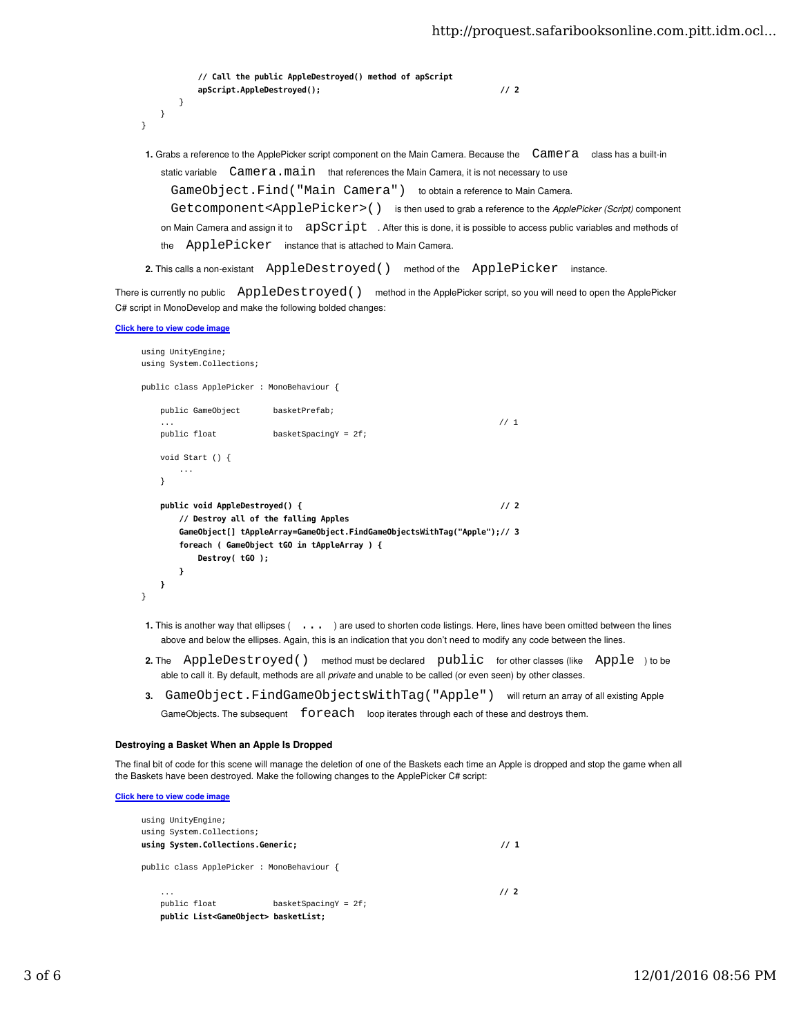```
            // Call the public AppleDestroyed() method of apScript
            apScript.AppleDestroyed();                          // 2
        }
    }
}
```

1. Grabs a reference to the ApplePicker script component on the Main Camera. Because the `Camera` class has a built-in static variable `Camera.main` that references the Main Camera, it is not necessary to use `GameObject.Find("Main Camera")` to obtain a reference to Main Camera. `Getcomponent<ApplePicker>()` is then used to grab a reference to the *ApplePicker (Script)* component on Main Camera and assign it to `apScript`. After this is done, it is possible to access public variables and methods of the `ApplePicker` instance that is attached to Main Camera.
2. This calls a non-existant `AppleDestroyed()` method of the `ApplePicker` instance.

There is currently no public `AppleDestroyed()` method in the ApplePicker script, so you will need to open the ApplePicker C# script in MonoDevelop and make the following bolded changes:

Click here to view code image

```
using UnityEngine;
using System.Collections;

public class ApplePicker : MonoBehaviour {

    public GameObject       basketPrefab;
    ...                                                         // 1
    public float            basketSpacingY = 2f;

    void Start () {
        ...
    }

    public void AppleDestroyed() {                              // 2
        // Destroy all of the falling Apples
        GameObject[] tAppleArray=GameObject.FindGameObjectsWithTag("Apple");// 3
        foreach ( GameObject tGO in tAppleArray ) {
            Destroy( tGO );
        }
    }
}
```

1. This is another way that ellipses ( `...` ) are used to shorten code listings. Here, lines have been omitted between the lines above and below the ellipses. Again, this is an indication that you don't need to modify any code between the lines.
2. The `AppleDestroyed()` method must be declared `public` for other classes (like `Apple` ) to be able to call it. By default, methods are all *private* and unable to be called (or even seen) by other classes.
3. `GameObject.FindGameObjectsWithTag("Apple")` will return an array of all existing Apple GameObjects. The subsequent `foreach` loop iterates through each of these and destroys them.

### Destroying a Basket When an Apple Is Dropped

The final bit of code for this scene will manage the deletion of one of the Baskets each time an Apple is dropped and stop the game when all the Baskets have been destroyed. Make the following changes to the ApplePicker C# script:

Click here to view code image

```
using UnityEngine;
using System.Collections;
using System.Collections.Generic;                               // 1

public class ApplePicker : MonoBehaviour {

    ...                                                         // 2
    public float            basketSpacingY = 2f;
    public List<GameObject> basketList;
```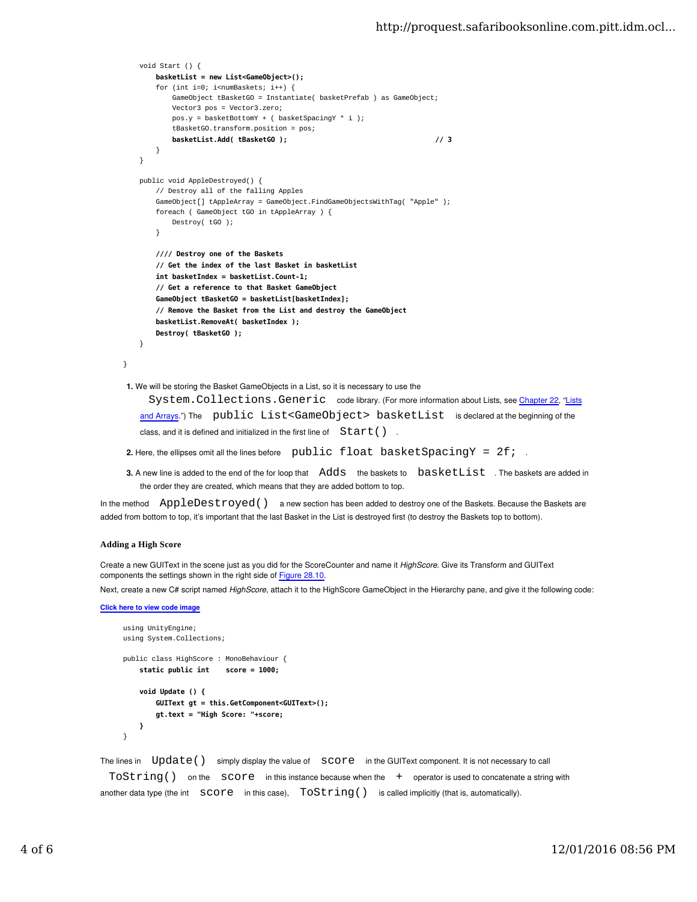```
    void Start () {
        basketList = new List<GameObject>();
        for (int i=0; i<numBaskets; i++) {
            GameObject tBasketGO = Instantiate( basketPrefab ) as GameObject;
            Vector3 pos = Vector3.zero;
            pos.y = basketBottomY + ( basketSpacingY * i );
            tBasketGO.transform.position = pos;
            basketList.Add( tBasketGO );                                    // 3
        }
    }

    public void AppleDestroyed() {
        // Destroy all of the falling Apples
        GameObject[] tAppleArray = GameObject.FindGameObjectsWithTag( "Apple" );
        foreach ( GameObject tGO in tAppleArray ) {
            Destroy( tGO );
        }

        //// Destroy one of the Baskets
        // Get the index of the last Basket in basketList
        int basketIndex = basketList.Count-1;
        // Get a reference to that Basket GameObject
        GameObject tBasketGO = basketList[basketIndex];
        // Remove the Basket from the List and destroy the GameObject
        basketList.RemoveAt( basketIndex );
        Destroy( tBasketGO );
    }

}
```

1. We will be storing the Basket GameObjects in a List, so it is necessary to use the `System.Collections.Generic` code library. (For more information about Lists, see Chapter 22, "Lists and Arrays.") The `public List<GameObject> basketList` is declared at the beginning of the class, and it is defined and initialized in the first line of `Start()` .
2. Here, the ellipses omit all the lines before `public float basketSpacingY = 2f;` .
3. A new line is added to the end of the for loop that `Adds` the baskets to `basketList` . The baskets are added in the order they are created, which means that they are added bottom to top.

In the method `AppleDestroyed()` a new section has been added to destroy one of the Baskets. Because the Baskets are added from bottom to top, it's important that the last Basket in the List is destroyed first (to destroy the Baskets top to bottom).

### Adding a High Score

Create a new GUIText in the scene just as you did for the ScoreCounter and name it *HighScore*. Give its Transform and GUIText components the settings shown in the right side of Figure 28.10.

Next, create a new C# script named *HighScore*, attach it to the HighScore GameObject in the Hierarchy pane, and give it the following code:

Click here to view code image

```
using UnityEngine;
using System.Collections;

public class HighScore : MonoBehaviour {
    static public int    score = 1000;

    void Update () {
        GUIText gt = this.GetComponent<GUIText>();
        gt.text = "High Score: "+score;
    }
}
```

The lines in `Update()` simply display the value of `score` in the GUIText component. It is not necessary to call `ToString()` on the `score` in this instance because when the `+` operator is used to concatenate a string with another data type (the int `score` in this case), `ToString()` is called implicitly (that is, automatically).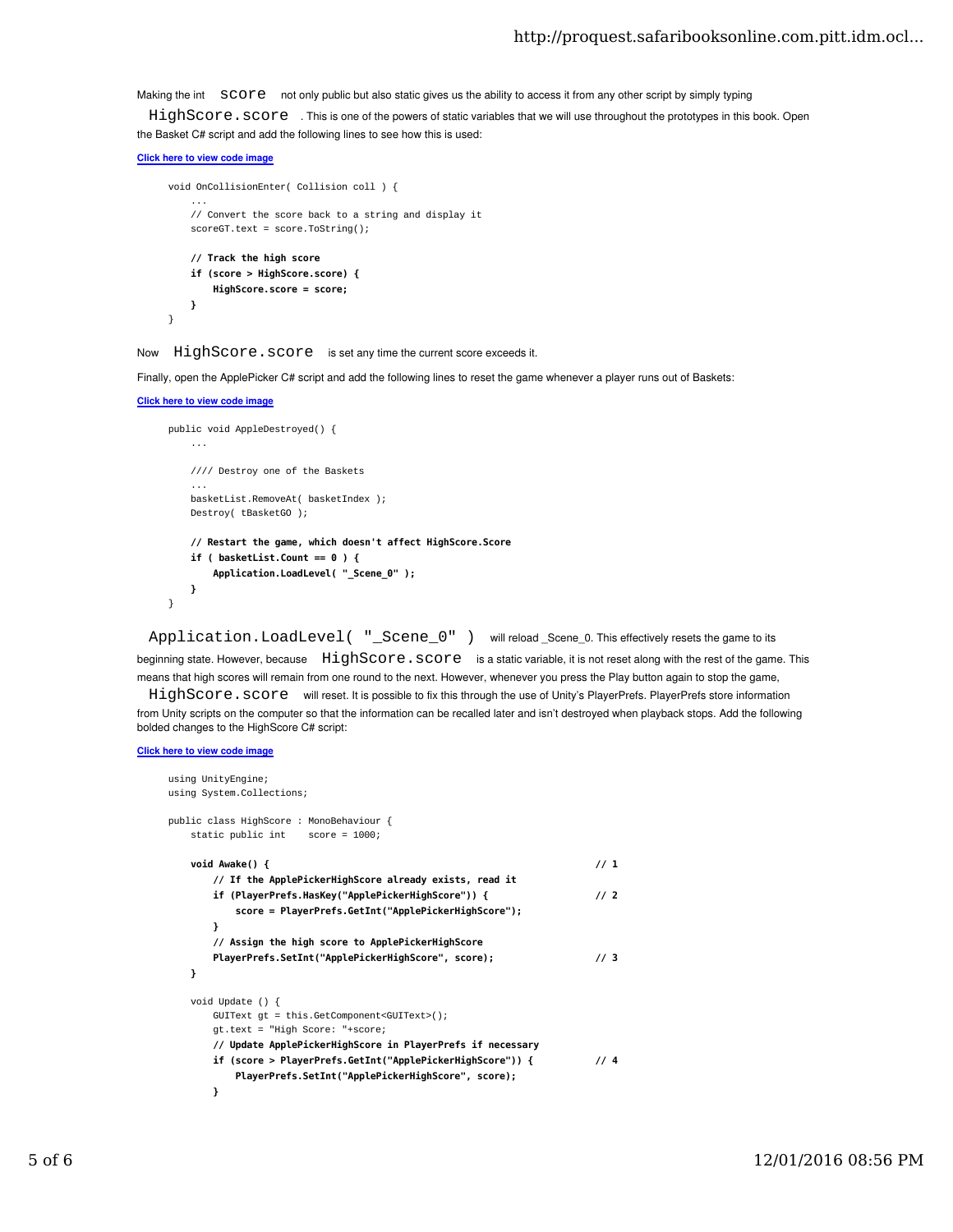Making the int `score` not only public but also static gives us the ability to access it from any other script by simply typing `HighScore.score`. This is one of the powers of static variables that we will use throughout the prototypes in this book. Open the Basket C# script and add the following lines to see how this is used:

Click here to view code image

```
void OnCollisionEnter( Collision coll ) {
    ...
    // Convert the score back to a string and display it
    scoreGT.text = score.ToString();

    // Track the high score
    if (score > HighScore.score) {
        HighScore.score = score;
    }
}
```

Now `HighScore.score` is set any time the current score exceeds it.

Finally, open the ApplePicker C# script and add the following lines to reset the game whenever a player runs out of Baskets:

Click here to view code image

```
public void AppleDestroyed() {
    ...

    //// Destroy one of the Baskets
    ...
    basketList.RemoveAt( basketIndex );
    Destroy( tBasketGO );

    // Restart the game, which doesn't affect HighScore.Score
    if ( basketList.Count == 0 ) {
        Application.LoadLevel( "_Scene_0" );
    }
}
```

`Application.LoadLevel( "_Scene_0" )` will reload _Scene_0. This effectively resets the game to its beginning state. However, because `HighScore.score` is a static variable, it is not reset along with the rest of the game. This means that high scores will remain from one round to the next. However, whenever you press the Play button again to stop the game, `HighScore.score` will reset. It is possible to fix this through the use of Unity's PlayerPrefs. PlayerPrefs store information from Unity scripts on the computer so that the information can be recalled later and isn't destroyed when playback stops. Add the following bolded changes to the HighScore C# script:

Click here to view code image

```
using UnityEngine;
using System.Collections;

public class HighScore : MonoBehaviour {
    static public int    score = 1000;

    void Awake() {                                                    // 1
        // If the ApplePickerHighScore already exists, read it
        if (PlayerPrefs.HasKey("ApplePickerHighScore")) {             // 2
            score = PlayerPrefs.GetInt("ApplePickerHighScore");
        }
        // Assign the high score to ApplePickerHighScore
        PlayerPrefs.SetInt("ApplePickerHighScore", score);            // 3
    }

    void Update () {
        GUIText gt = this.GetComponent<GUIText>();
        gt.text = "High Score: "+score;
        // Update ApplePickerHighScore in PlayerPrefs if necessary
        if (score > PlayerPrefs.GetInt("ApplePickerHighScore")) {     // 4
            PlayerPrefs.SetInt("ApplePickerHighScore", score);
        }
```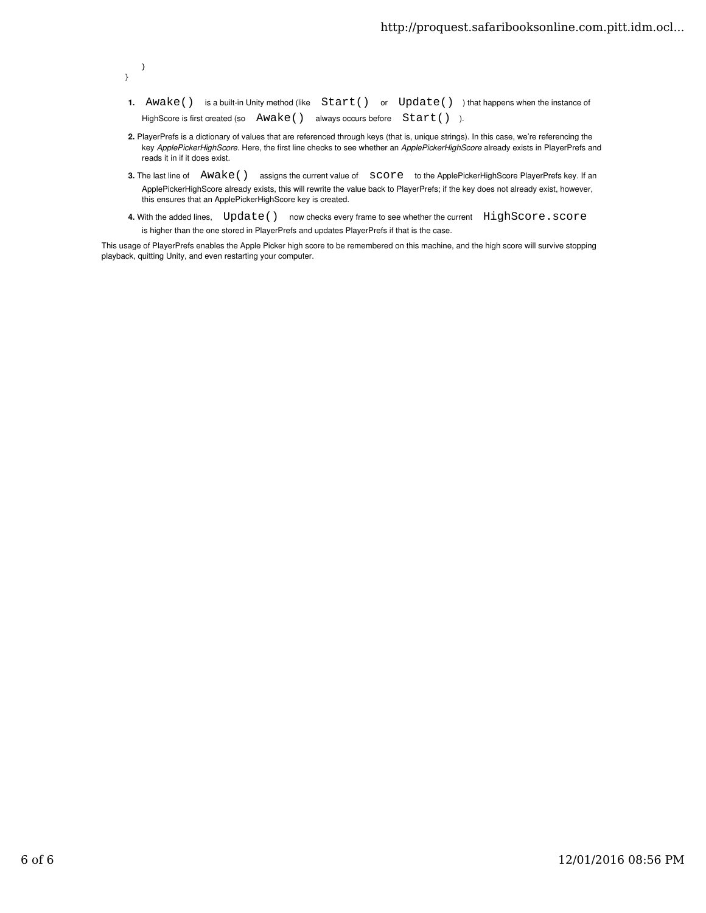```
    }
}
```

1. `Awake()` is a built-in Unity method (like `Start()` or `Update()`) that happens when the instance of HighScore is first created (so `Awake()` always occurs before `Start()`).
2. PlayerPrefs is a dictionary of values that are referenced through keys (that is, unique strings). In this case, we're referencing the key *ApplePickerHighScore*. Here, the first line checks to see whether an *ApplePickerHighScore* already exists in PlayerPrefs and reads it in if it does exist.
3. The last line of `Awake()` assigns the current value of `score` to the ApplePickerHighScore PlayerPrefs key. If an ApplePickerHighScore already exists, this will rewrite the value back to PlayerPrefs; if the key does not already exist, however, this ensures that an ApplePickerHighScore key is created.
4. With the added lines, `Update()` now checks every frame to see whether the current `HighScore.score` is higher than the one stored in PlayerPrefs and updates PlayerPrefs if that is the case.

This usage of PlayerPrefs enables the Apple Picker high score to be remembered on this machine, and the high score will survive stopping playback, quitting Unity, and even restarting your computer.